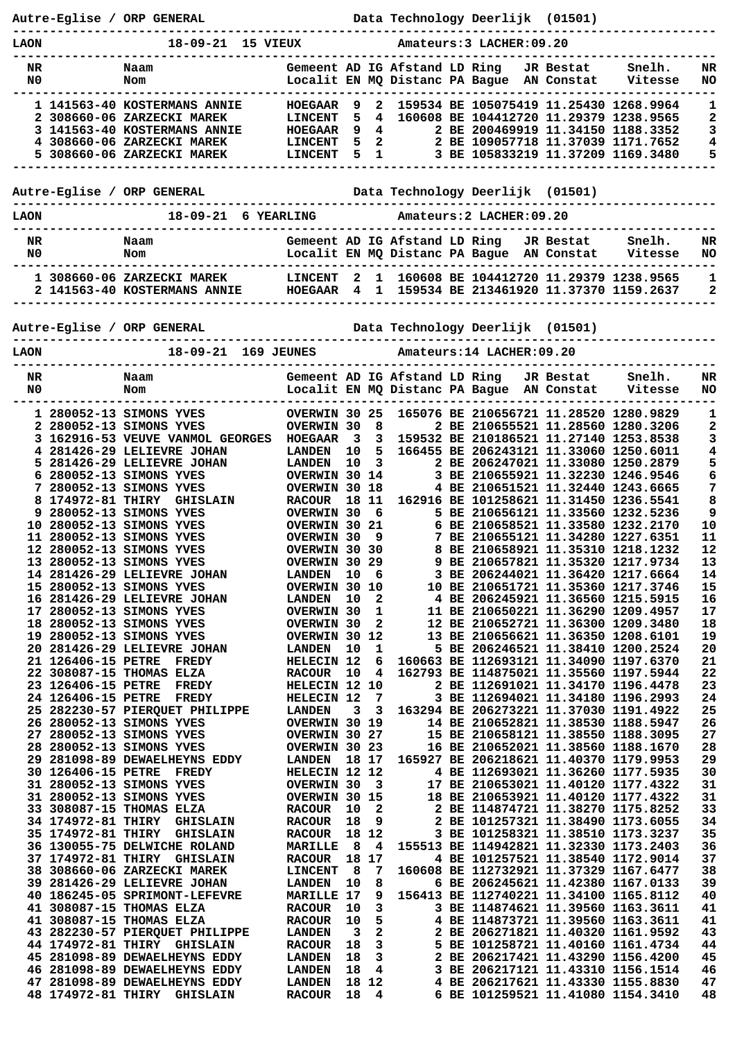Autre-Eglise / ORP GENERAL Data Technology Deerlijk (01501)

LAON 18-09-21 15 VIEUX Amateurs:3 LACHER:09.20

| NR N0 | | Naam Nom | Gemeent Localit | AD EN | IG MQ | Afstand Distanc | LD PA | Ring Bague | JR AN | Bestat Constat | Snelh. Vitesse | NR NO |
|---|---|---|---|---|---|---|---|---|---|---|---|---|
| 1 | 141563-40 | KOSTERMANS ANNIE | HOEGAAR | 9 | 2 | 159534 | BE | 1050754 | 19 | 11.25430 | 1268.9964 | 1 |
| 2 | 308660-06 | ZARZECKI MAREK | LINCENT | 5 | 4 | 160608 | BE | 1044127 | 20 | 11.29379 | 1238.9565 | 2 |
| 3 | 141563-40 | KOSTERMANS ANNIE | HOEGAAR | 9 | 4 | 2 | BE | 2004699 | 19 | 11.34150 | 1188.3352 | 3 |
| 4 | 308660-06 | ZARZECKI MAREK | LINCENT | 5 | 2 | 2 | BE | 1090577 | 18 | 11.37039 | 1171.7652 | 4 |
| 5 | 308660-06 | ZARZECKI MAREK | LINCENT | 5 | 1 | 3 | BE | 1058332 | 19 | 11.37209 | 1169.3480 | 5 |

Autre-Eglise / ORP GENERAL Data Technology Deerlijk (01501)

LAON 18-09-21 6 YEARLING Amateurs:2 LACHER:09.20

| NR N0 | | Naam Nom | Gemeent Localit | AD EN | IG MQ | Afstand Distanc | LD PA | Ring Bague | JR AN | Bestat Constat | Snelh. Vitesse | NR NO |
|---|---|---|---|---|---|---|---|---|---|---|---|---|
| 1 | 308660-06 | ZARZECKI MAREK | LINCENT | 2 | 1 | 160608 | BE | 1044127 | 20 | 11.29379 | 1238.9565 | 1 |
| 2 | 141563-40 | KOSTERMANS ANNIE | HOEGAAR | 4 | 1 | 159534 | BE | 2134619 | 20 | 11.37370 | 1159.2637 | 2 |

Autre-Eglise / ORP GENERAL Data Technology Deerlijk (01501)

LAON 18-09-21 169 JEUNES Amateurs:14 LACHER:09.20

| NR N0 | | Naam Nom | Gemeent Localit | AD EN | IG MQ | Afstand Distanc | LD PA | Ring Bague | JR AN | Bestat Constat | Snelh. Vitesse | NR NO |
|---|---|---|---|---|---|---|---|---|---|---|---|---|
| 1 | 280052-13 | SIMONS YVES | OVERWIN | 30 | 25 | 165076 | BE | 2106567 | 21 | 11.28520 | 1280.9829 | 1 |
| 2 | 280052-13 | SIMONS YVES | OVERWIN | 30 | 8 | 2 | BE | 2106555 | 21 | 11.28560 | 1280.3206 | 2 |
| 3 | 162916-53 | VEUVE VANMOL GEORGES | HOEGAAR | 3 | 3 | 159532 | BE | 2101865 | 21 | 11.27140 | 1253.8538 | 3 |
| 4 | 281426-29 | LELIEVRE JOHAN | LANDEN | 10 | 5 | 166455 | BE | 2062431 | 21 | 11.33060 | 1250.6011 | 4 |
| 5 | 281426-29 | LELIEVRE JOHAN | LANDEN | 10 | 3 | 2 | BE | 2062470 | 21 | 11.33080 | 1250.2879 | 5 |
| 6 | 280052-13 | SIMONS YVES | OVERWIN | 30 | 14 | 3 | BE | 2106559 | 21 | 11.32230 | 1246.9546 | 6 |
| 7 | 280052-13 | SIMONS YVES | OVERWIN | 30 | 18 | 4 | BE | 2106515 | 21 | 11.32440 | 1243.6665 | 7 |
| 8 | 174972-81 | THIRY GHISLAIN | RACOUR | 18 | 11 | 162916 | BE | 1012586 | 21 | 11.31450 | 1236.5541 | 8 |
| 9 | 280052-13 | SIMONS YVES | OVERWIN | 30 | 6 | 5 | BE | 2106561 | 21 | 11.33560 | 1232.5236 | 9 |
| 10 | 280052-13 | SIMONS YVES | OVERWIN | 30 | 21 | 6 | BE | 2106583 | 21 | 11.33580 | 1232.2170 | 10 |
| 11 | 280052-13 | SIMONS YVES | OVERWIN | 30 | 9 | 7 | BE | 2106551 | 21 | 11.34280 | 1227.6351 | 11 |
| 12 | 280052-13 | SIMONS YVES | OVERWIN | 30 | 30 | 8 | BE | 2106589 | 21 | 11.35310 | 1218.1232 | 12 |
| 13 | 280052-13 | SIMONS YVES | OVERWIN | 30 | 29 | 9 | BE | 2106578 | 21 | 11.35320 | 1217.9734 | 13 |
| 14 | 281426-29 | LELIEVRE JOHAN | LANDEN | 10 | 6 | 3 | BE | 2062440 | 21 | 11.36420 | 1217.6664 | 14 |
| 15 | 280052-13 | SIMONS YVES | OVERWIN | 30 | 10 | 10 | BE | 2106517 | 21 | 11.35360 | 1217.3746 | 15 |
| 16 | 281426-29 | LELIEVRE JOHAN | LANDEN | 10 | 2 | 4 | BE | 2062459 | 21 | 11.36560 | 1215.5915 | 16 |
| 17 | 280052-13 | SIMONS YVES | OVERWIN | 30 | 1 | 11 | BE | 2106502 | 21 | 11.36290 | 1209.4957 | 17 |
| 18 | 280052-13 | SIMONS YVES | OVERWIN | 30 | 2 | 12 | BE | 2106527 | 21 | 11.36300 | 1209.3480 | 18 |
| 19 | 280052-13 | SIMONS YVES | OVERWIN | 30 | 12 | 13 | BE | 2106566 | 21 | 11.36350 | 1208.6101 | 19 |
| 20 | 281426-29 | LELIEVRE JOHAN | LANDEN | 10 | 1 | 5 | BE | 2062465 | 21 | 11.38410 | 1200.2524 | 20 |
| 21 | 126406-15 | PETRE FREDY | HELECIN | 12 | 6 | 160663 | BE | 1126931 | 21 | 11.34090 | 1197.6370 | 21 |
| 22 | 308087-15 | THOMAS ELZA | RACOUR | 10 | 4 | 162793 | BE | 1148750 | 21 | 11.35560 | 1197.5944 | 22 |
| 23 | 126406-15 | PETRE FREDY | HELECIN | 12 | 10 | 2 | BE | 1126910 | 21 | 11.34170 | 1196.4478 | 23 |
| 24 | 126406-15 | PETRE FREDY | HELECIN | 12 | 7 | 3 | BE | 1126940 | 21 | 11.34180 | 1196.2993 | 24 |
| 25 | 282230-57 | PIERQUET PHILIPPE | LANDEN | 3 | 3 | 163294 | BE | 2062732 | 21 | 11.37030 | 1191.4922 | 25 |
| 26 | 280052-13 | SIMONS YVES | OVERWIN | 30 | 19 | 14 | BE | 2106528 | 21 | 11.38530 | 1188.5947 | 26 |
| 27 | 280052-13 | SIMONS YVES | OVERWIN | 30 | 27 | 15 | BE | 2106581 | 21 | 11.38550 | 1188.3095 | 27 |
| 28 | 280052-13 | SIMONS YVES | OVERWIN | 30 | 23 | 16 | BE | 2106520 | 21 | 11.38560 | 1188.1670 | 28 |
| 29 | 281098-89 | DEWAELHEYNS EDDY | LANDEN | 18 | 17 | 165927 | BE | 2062186 | 21 | 11.40370 | 1179.9953 | 29 |
| 30 | 126406-15 | PETRE FREDY | HELECIN | 12 | 12 | 4 | BE | 1126930 | 21 | 11.36260 | 1177.5935 | 30 |
| 31 | 280052-13 | SIMONS YVES | OVERWIN | 30 | 3 | 17 | BE | 2106530 | 21 | 11.40120 | 1177.4322 | 31 |
| 31 | 280052-13 | SIMONS YVES | OVERWIN | 30 | 15 | 18 | BE | 2106539 | 21 | 11.40120 | 1177.4322 | 31 |
| 33 | 308087-15 | THOMAS ELZA | RACOUR | 10 | 2 | 2 | BE | 1148749 | 21 | 11.38270 | 1175.8252 | 33 |
| 34 | 174972-81 | THIRY GHISLAIN | RACOUR | 18 | 9 | 2 | BE | 1012573 | 21 | 11.38490 | 1173.6055 | 34 |
| 35 | 174972-81 | THIRY GHISLAIN | RACOUR | 18 | 12 | 3 | BE | 1012583 | 21 | 11.38510 | 1173.3237 | 35 |
| 36 | 130055-75 | DELWICHE ROLAND | MARILLE | 8 | 4 | 155513 | BE | 1149428 | 21 | 11.32330 | 1173.2403 | 36 |
| 37 | 174972-81 | THIRY GHISLAIN | RACOUR | 18 | 17 | 4 | BE | 1012575 | 21 | 11.38540 | 1172.9014 | 37 |
| 38 | 308660-06 | ZARZECKI MAREK | LINCENT | 8 | 7 | 160608 | BE | 1127328 | 21 | 11.37329 | 1167.6477 | 38 |
| 39 | 281426-29 | LELIEVRE JOHAN | LANDEN | 10 | 8 | 6 | BE | 2062456 | 21 | 11.42380 | 1167.0133 | 39 |
| 40 | 186245-05 | SPRIMONT-LEFEVRE | MARILLE | 17 | 9 | 156413 | BE | 1127402 | 21 | 11.34100 | 1165.8112 | 40 |
| 41 | 308087-15 | THOMAS ELZA | RACOUR | 10 | 3 | 3 | BE | 1148746 | 21 | 11.39560 | 1163.3611 | 41 |
| 41 | 308087-15 | THOMAS ELZA | RACOUR | 10 | 5 | 4 | BE | 1148737 | 21 | 11.39560 | 1163.3611 | 41 |
| 43 | 282230-57 | PIERQUET PHILIPPE | LANDEN | 3 | 2 | 2 | BE | 2062718 | 21 | 11.40320 | 1161.9592 | 43 |
| 44 | 174972-81 | THIRY GHISLAIN | RACOUR | 18 | 3 | 5 | BE | 1012587 | 21 | 11.40160 | 1161.4734 | 44 |
| 45 | 281098-89 | DEWAELHEYNS EDDY | LANDEN | 18 | 3 | 2 | BE | 2062174 | 21 | 11.43290 | 1156.4200 | 45 |
| 46 | 281098-89 | DEWAELHEYNS EDDY | LANDEN | 18 | 4 | 3 | BE | 2062171 | 21 | 11.43310 | 1156.1514 | 46 |
| 47 | 281098-89 | DEWAELHEYNS EDDY | LANDEN | 18 | 12 | 4 | BE | 2062176 | 21 | 11.43330 | 1155.8830 | 47 |
| 48 | 174972-81 | THIRY GHISLAIN | RACOUR | 18 | 4 | 6 | BE | 1012595 | 21 | 11.41080 | 1154.3410 | 48 |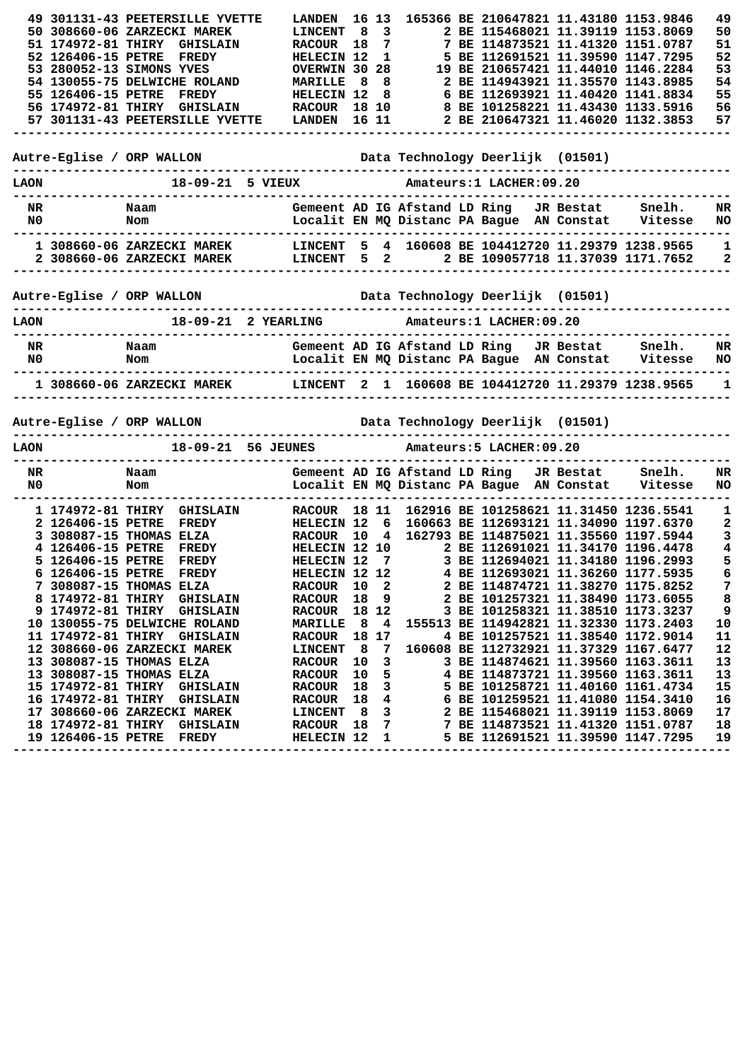| NR | Naam | Gemeent | AD | IG | Afstand | LD | Ring | JR | Bestat | Snelh. | NR |
|---|---|---|---|---|---|---|---|---|---|---|---|
| 49 | 301131-43 PEETERSILLE YVETTE | LANDEN | 16 | 13 | 165366 | BE | 2106478 | 21 | 11.43180 | 1153.9846 | 49 |
| 50 | 308660-06 ZARZECKI MAREK | LINCENT | 8 | 3 | 2 | BE | 1154680 | 21 | 11.39119 | 1153.8069 | 50 |
| 51 | 174972-81 THIRY GHISLAIN | RACOUR | 18 | 7 | 7 | BE | 1148735 | 21 | 11.41320 | 1151.0787 | 51 |
| 52 | 126406-15 PETRE FREDY | HELECIN | 12 | 1 | 5 | BE | 1126915 | 21 | 11.39590 | 1147.7295 | 52 |
| 53 | 280052-13 SIMONS YVES | OVERWIN | 30 | 28 | 19 | BE | 2106574 | 21 | 11.44010 | 1146.2284 | 53 |
| 54 | 130055-75 DELWICHE ROLAND | MARILLE | 8 | 8 | 2 | BE | 1149439 | 21 | 11.35570 | 1143.8985 | 54 |
| 55 | 126406-15 PETRE FREDY | HELECIN | 12 | 8 | 6 | BE | 1126939 | 21 | 11.40420 | 1141.8834 | 55 |
| 56 | 174972-81 THIRY GHISLAIN | RACOUR | 18 | 10 | 8 | BE | 1012582 | 21 | 11.43430 | 1133.5916 | 56 |
| 57 | 301131-43 PEETERSILLE YVETTE | LANDEN | 16 | 11 | 2 | BE | 2106473 | 21 | 11.46020 | 1132.3853 | 57 |

Autre-Eglise / ORP WALLON — Data Technology Deerlijk (01501)

LAON 18-09-21 5 VIEUX — Amateurs:1 LACHER:09.20

| NR<br>N0 | Naam<br>Nom | Gemeent<br>Localit | AD<br>EN | IG<br>MQ | Afstand<br>Distanc | LD<br>PA | Ring<br>Bague | JR<br>AN | Bestat<br>Constat | Snelh.<br>Vitesse | NR<br>NO |
|---|---|---|---|---|---|---|---|---|---|---|---|
| 1 | 308660-06 ZARZECKI MAREK | LINCENT | 5 | 4 | 160608 | BE | 1044127 | 20 | 11.29379 | 1238.9565 | 1 |
| 2 | 308660-06 ZARZECKI MAREK | LINCENT | 5 | 2 | 2 | BE | 1090577 | 18 | 11.37039 | 1171.7652 | 2 |

Autre-Eglise / ORP WALLON — Data Technology Deerlijk (01501)

LAON 18-09-21 2 YEARLING — Amateurs:1 LACHER:09.20

| NR<br>N0 | Naam<br>Nom | Gemeent<br>Localit | AD<br>EN | IG<br>MQ | Afstand<br>Distanc | LD<br>PA | Ring<br>Bague | JR<br>AN | Bestat<br>Constat | Snelh.<br>Vitesse | NR<br>NO |
|---|---|---|---|---|---|---|---|---|---|---|---|
| 1 | 308660-06 ZARZECKI MAREK | LINCENT | 2 | 1 | 160608 | BE | 1044127 | 20 | 11.29379 | 1238.9565 | 1 |

Autre-Eglise / ORP WALLON — Data Technology Deerlijk (01501)

LAON 18-09-21 56 JEUNES — Amateurs:5 LACHER:09.20

| NR<br>N0 | Naam<br>Nom | Gemeent<br>Localit | AD<br>EN | IG<br>MQ | Afstand<br>Distanc | LD<br>PA | Ring<br>Bague | JR<br>AN | Bestat<br>Constat | Snelh.<br>Vitesse | NR<br>NO |
|---|---|---|---|---|---|---|---|---|---|---|---|
| 1 | 174972-81 THIRY GHISLAIN | RACOUR | 18 | 11 | 162916 | BE | 1012586 | 21 | 11.31450 | 1236.5541 | 1 |
| 2 | 126406-15 PETRE FREDY | HELECIN | 12 | 6 | 160663 | BE | 1126931 | 21 | 11.34090 | 1197.6370 | 2 |
| 3 | 308087-15 THOMAS ELZA | RACOUR | 10 | 4 | 162793 | BE | 1148750 | 21 | 11.35560 | 1197.5944 | 3 |
| 4 | 126406-15 PETRE FREDY | HELECIN | 12 | 10 | 2 | BE | 1126910 | 21 | 11.34170 | 1196.4478 | 4 |
| 5 | 126406-15 PETRE FREDY | HELECIN | 12 | 7 | 3 | BE | 1126940 | 21 | 11.34180 | 1196.2993 | 5 |
| 6 | 126406-15 PETRE FREDY | HELECIN | 12 | 12 | 4 | BE | 1126930 | 21 | 11.36260 | 1177.5935 | 6 |
| 7 | 308087-15 THOMAS ELZA | RACOUR | 10 | 2 | 2 | BE | 1148747 | 21 | 11.38270 | 1175.8252 | 7 |
| 8 | 174972-81 THIRY GHISLAIN | RACOUR | 18 | 9 | 2 | BE | 1012573 | 21 | 11.38490 | 1173.6055 | 8 |
| 9 | 174972-81 THIRY GHISLAIN | RACOUR | 18 | 12 | 3 | BE | 1012583 | 21 | 11.38510 | 1173.3237 | 9 |
| 10 | 130055-75 DELWICHE ROLAND | MARILLE | 8 | 4 | 155513 | BE | 1149428 | 21 | 11.32330 | 1173.2403 | 10 |
| 11 | 174972-81 THIRY GHISLAIN | RACOUR | 18 | 17 | 4 | BE | 1012575 | 21 | 11.38540 | 1172.9014 | 11 |
| 12 | 308660-06 ZARZECKI MAREK | LINCENT | 8 | 7 | 160608 | BE | 1127329 | 21 | 11.37329 | 1167.6477 | 12 |
| 13 | 308087-15 THOMAS ELZA | RACOUR | 10 | 3 | 3 | BE | 1148746 | 21 | 11.39560 | 1163.3611 | 13 |
| 13 | 308087-15 THOMAS ELZA | RACOUR | 10 | 5 | 4 | BE | 1148737 | 21 | 11.39560 | 1163.3611 | 13 |
| 15 | 174972-81 THIRY GHISLAIN | RACOUR | 18 | 3 | 5 | BE | 1012587 | 21 | 11.40160 | 1161.4734 | 15 |
| 16 | 174972-81 THIRY GHISLAIN | RACOUR | 18 | 4 | 6 | BE | 1012595 | 21 | 11.41080 | 1154.3410 | 16 |
| 17 | 308660-06 ZARZECKI MAREK | LINCENT | 8 | 3 | 2 | BE | 1154680 | 21 | 11.39119 | 1153.8069 | 17 |
| 18 | 174972-81 THIRY GHISLAIN | RACOUR | 18 | 7 | 7 | BE | 1148735 | 21 | 11.41320 | 1151.0787 | 18 |
| 19 | 126406-15 PETRE FREDY | HELECIN | 12 | 1 | 5 | BE | 1126915 | 21 | 11.39590 | 1147.7295 | 19 |